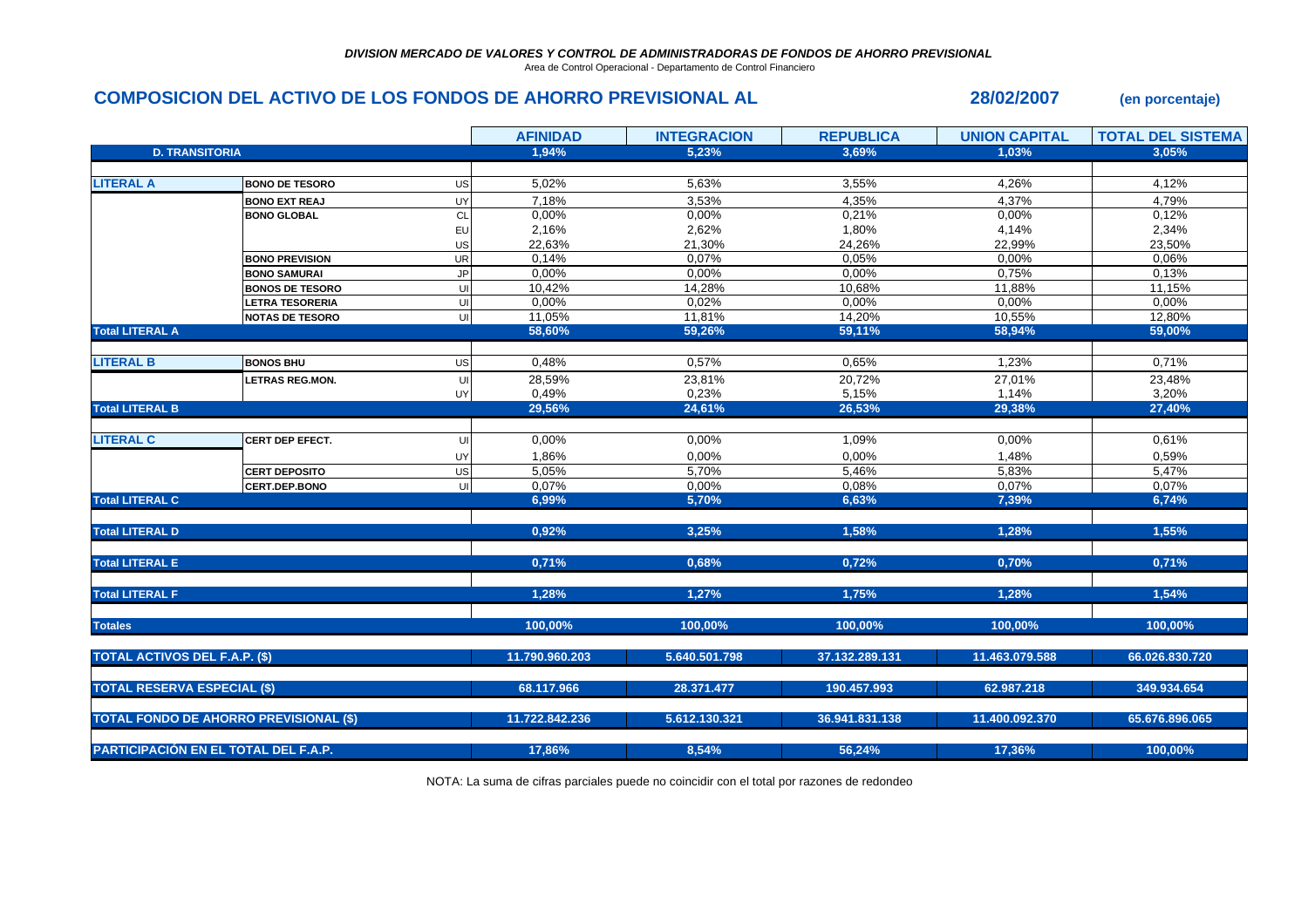*DIVISION MERCADO DE VALORES Y CONTROL DE ADMINISTRADORAS DE FONDOS DE AHORRO PREVISIONAL*

Area de Control Operacional - Departamento de Control Financiero

## COMPOSICION DEL ACTIVO DE LOS FONDOS DE AHORRO PREVISIONAL AL 28/02/2007 (en porcentaje)

| | | | AFINIDAD | INTEGRACION | REPUBLICA | UNION CAPITAL | TOTAL DEL SISTEMA |
|---|---|---|---|---|---|---|---|
| **D. TRANSITORIA** | | | 1,94% | 5,23% | 3,69% | 1,03% | 3,05% |
| **LITERAL A** | **BONO DE TESORO** | US | 5,02% | 5,63% | 3,55% | 4,26% | 4,12% |
| | **BONO EXT REAJ** | UY | 7,18% | 3,53% | 4,35% | 4,37% | 4,79% |
| | **BONO GLOBAL** | CL | 0,00% | 0,00% | 0,21% | 0,00% | 0,12% |
| | | EU | 2,16% | 2,62% | 1,80% | 4,14% | 2,34% |
| | | US | 22,63% | 21,30% | 24,26% | 22,99% | 23,50% |
| | **BONO PREVISION** | UR | 0,14% | 0,07% | 0,05% | 0,00% | 0,06% |
| | **BONO SAMURAI** | JP | 0,00% | 0,00% | 0,00% | 0,75% | 0,13% |
| | **BONOS DE TESORO** | UI | 10,42% | 14,28% | 10,68% | 11,88% | 11,15% |
| | **LETRA TESORERIA** | UI | 0,00% | 0,02% | 0,00% | 0,00% | 0,00% |
| | **NOTAS DE TESORO** | UI | 11,05% | 11,81% | 14,20% | 10,55% | 12,80% |
| **Total LITERAL A** | | | 58,60% | 59,26% | 59,11% | 58,94% | 59,00% |
| **LITERAL B** | **BONOS BHU** | US | 0,48% | 0,57% | 0,65% | 1,23% | 0,71% |
| | **LETRAS REG.MON.** | UI | 28,59% | 23,81% | 20,72% | 27,01% | 23,48% |
| | | UY | 0,49% | 0,23% | 5,15% | 1,14% | 3,20% |
| **Total LITERAL B** | | | 29,56% | 24,61% | 26,53% | 29,38% | 27,40% |
| **LITERAL C** | **CERT DEP EFECT.** | UI | 0,00% | 0,00% | 1,09% | 0,00% | 0,61% |
| | | UY | 1,86% | 0,00% | 0,00% | 1,48% | 0,59% |
| | **CERT DEPOSITO** | US | 5,05% | 5,70% | 5,46% | 5,83% | 5,47% |
| | **CERT.DEP.BONO** | UI | 0,07% | 0,00% | 0,08% | 0,07% | 0,07% |
| **Total LITERAL C** | | | 6,99% | 5,70% | 6,63% | 7,39% | 6,74% |
| **Total LITERAL D** | | | 0,92% | 3,25% | 1,58% | 1,28% | 1,55% |
| **Total LITERAL E** | | | 0,71% | 0,68% | 0,72% | 0,70% | 0,71% |
| **Total LITERAL F** | | | 1,28% | 1,27% | 1,75% | 1,28% | 1,54% |
| **Totales** | | | 100,00% | 100,00% | 100,00% | 100,00% | 100,00% |
| **TOTAL ACTIVOS DEL F.A.P. ($)** | | | 11.790.960.203 | 5.640.501.798 | 37.132.289.131 | 11.463.079.588 | 66.026.830.720 |
| **TOTAL RESERVA ESPECIAL ($)** | | | 68.117.966 | 28.371.477 | 190.457.993 | 62.987.218 | 349.934.654 |
| **TOTAL FONDO DE AHORRO PREVISIONAL ($)** | | | 11.722.842.236 | 5.612.130.321 | 36.941.831.138 | 11.400.092.370 | 65.676.896.065 |
| **PARTICIPACIÓN EN EL TOTAL DEL F.A.P.** | | | 17,86% | 8,54% | 56,24% | 17,36% | 100,00% |

NOTA: La suma de cifras parciales puede no coincidir con el total por razones de redondeo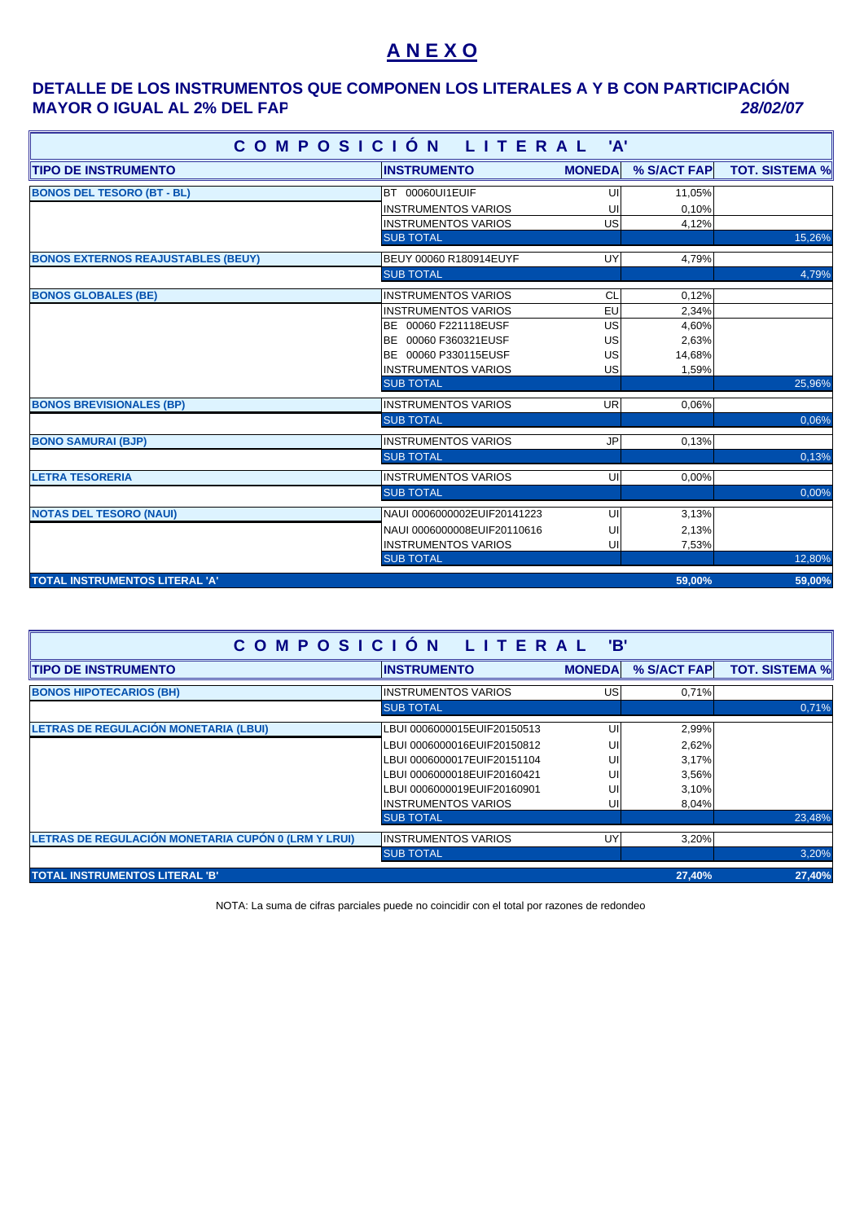# A N E X O

## DETALLE DE LOS INSTRUMENTOS QUE COMPONEN LOS LITERALES A Y B CON PARTICIPACIÓN MAYOR O IGUAL AL 2% DEL FAP

*28/02/07*

| COMPOSICIÓN LITERAL 'A' | | | | |
|---|---|---|---|---|
| **TIPO DE INSTRUMENTO** | **INSTRUMENTO** | **MONEDA** | **% S/ACT FAP** | **TOT. SISTEMA %** |
| **BONOS DEL TESORO (BT - BL)** | BT 00060UI1EUIF | UI | 11,05% | |
| | INSTRUMENTOS VARIOS | UI | 0,10% | |
| | INSTRUMENTOS VARIOS | US | 4,12% | |
| | SUB TOTAL | | | 15,26% |
| **BONOS EXTERNOS REAJUSTABLES (BEUY)** | BEUY 00060 R180914EUYF | UY | 4,79% | |
| | SUB TOTAL | | | 4,79% |
| **BONOS GLOBALES (BE)** | INSTRUMENTOS VARIOS | CL | 0,12% | |
| | INSTRUMENTOS VARIOS | EU | 2,34% | |
| | BE 00060 F221118EUSF | US | 4,60% | |
| | BE 00060 F360321EUSF | US | 2,63% | |
| | BE 00060 P330115EUSF | US | 14,68% | |
| | INSTRUMENTOS VARIOS | US | 1,59% | |
| | SUB TOTAL | | | 25,96% |
| **BONOS BREVISIONALES (BP)** | INSTRUMENTOS VARIOS | UR | 0,06% | |
| | SUB TOTAL | | | 0,06% |
| **BONO SAMURAI (BJP)** | INSTRUMENTOS VARIOS | JP | 0,13% | |
| | SUB TOTAL | | | 0,13% |
| **LETRA TESORERIA** | INSTRUMENTOS VARIOS | UI | 0,00% | |
| | SUB TOTAL | | | 0,00% |
| **NOTAS DEL TESORO (NAUI)** | NAUI 0006000002EUIF20141223 | UI | 3,13% | |
| | NAUI 0006000008EUIF20110616 | UI | 2,13% | |
| | INSTRUMENTOS VARIOS | UI | 7,53% | |
| | SUB TOTAL | | | 12,80% |
| **TOTAL INSTRUMENTOS LITERAL 'A'** | | | **59,00%** | **59,00%** |

| COMPOSICIÓN LITERAL 'B' | | | | |
|---|---|---|---|---|
| **TIPO DE INSTRUMENTO** | **INSTRUMENTO** | **MONEDA** | **% S/ACT FAP** | **TOT. SISTEMA %** |
| **BONOS HIPOTECARIOS (BH)** | INSTRUMENTOS VARIOS | US | 0,71% | |
| | SUB TOTAL | | | 0,71% |
| **LETRAS DE REGULACIÓN MONETARIA (LBUI)** | LBUI 0006000015EUIF20150513 | UI | 2,99% | |
| | LBUI 0006000016EUIF20150812 | UI | 2,62% | |
| | LBUI 0006000017EUIF20151104 | UI | 3,17% | |
| | LBUI 0006000018EUIF20160421 | UI | 3,56% | |
| | LBUI 0006000019EUIF20160901 | UI | 3,10% | |
| | INSTRUMENTOS VARIOS | UI | 8,04% | |
| | SUB TOTAL | | | 23,48% |
| **LETRAS DE REGULACIÓN MONETARIA CUPÓN 0 (LRM Y LRUI)** | INSTRUMENTOS VARIOS | UY | 3,20% | |
| | SUB TOTAL | | | 3,20% |
| **TOTAL INSTRUMENTOS LITERAL 'B'** | | | **27,40%** | **27,40%** |

NOTA: La suma de cifras parciales puede no coincidir con el total por razones de redondeo